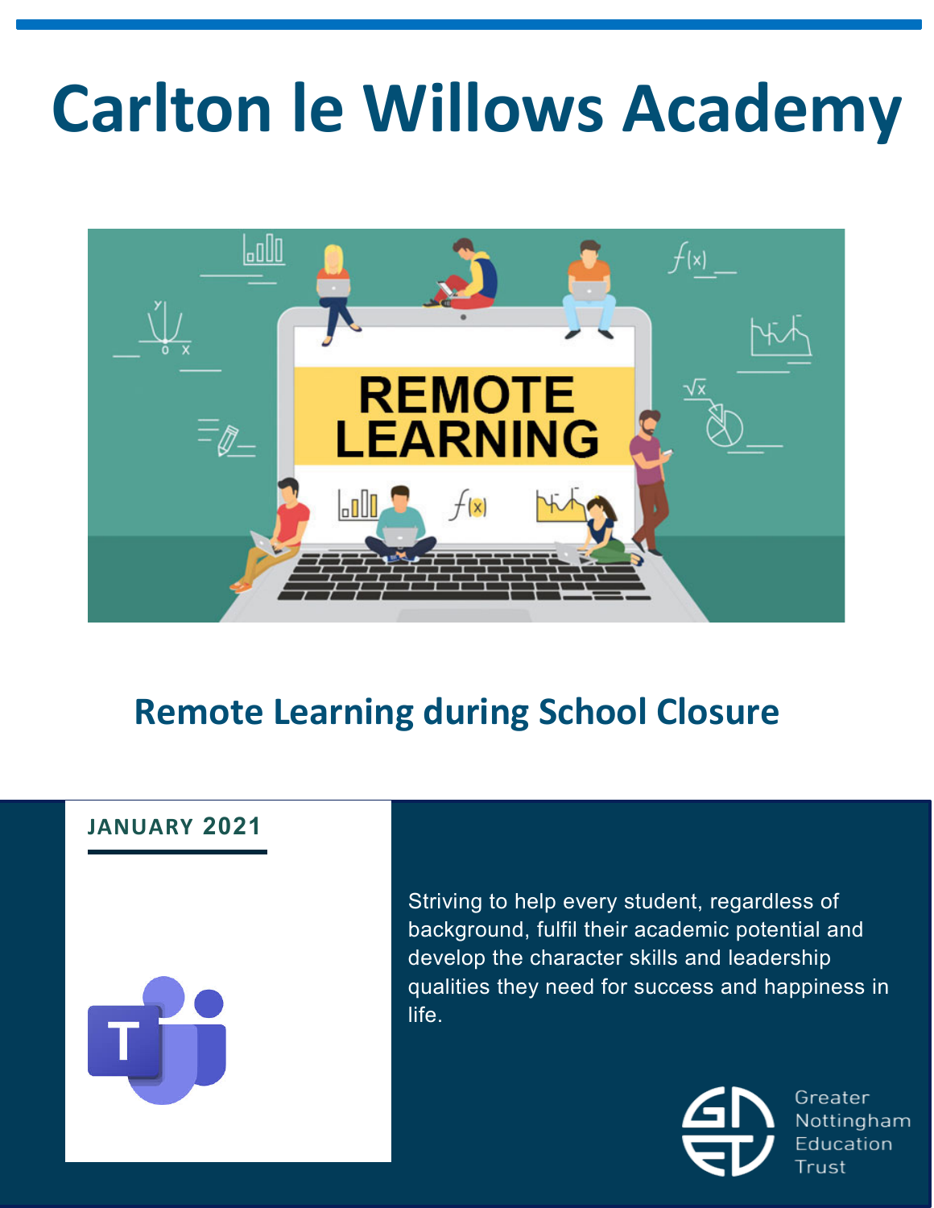# Carlton le Willows Academy

## Remote Learning during School Closure

**JANUARY 2021**

Striving to help every student, regardless of background, fulfil their academic potential and develop the character skills and leadership qualities they need for success and happiness in life.

Greater Nottingham Education Trust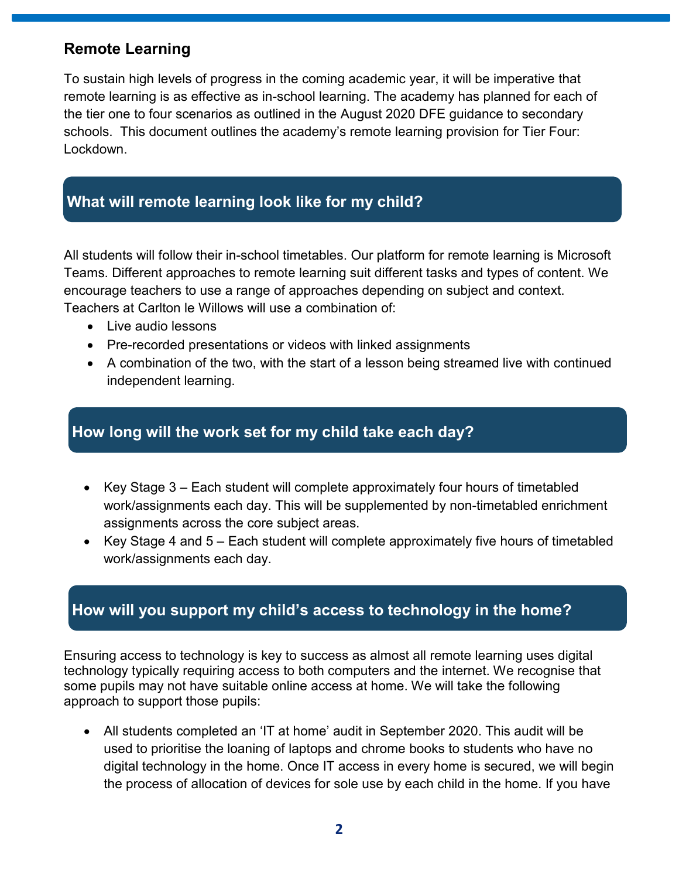## Remote Learning

To sustain high levels of progress in the coming academic year, it will be imperative that remote learning is as effective as in-school learning. The academy has planned for each of the tier one to four scenarios as outlined in the August 2020 DFE guidance to secondary schools. This document outlines the academy's remote learning provision for Tier Four: Lockdown.

### What will remote learning look like for my child?

All students will follow their in-school timetables. Our platform for remote learning is Microsoft Teams. Different approaches to remote learning suit different tasks and types of content. We encourage teachers to use a range of approaches depending on subject and context. Teachers at Carlton le Willows will use a combination of:

- Live audio lessons
- Pre-recorded presentations or videos with linked assignments
- A combination of the two, with the start of a lesson being streamed live with continued independent learning.

### How long will the work set for my child take each day?

- Key Stage 3 – Each student will complete approximately four hours of timetabled work/assignments each day. This will be supplemented by non-timetabled enrichment assignments across the core subject areas.
- Key Stage 4 and 5 – Each student will complete approximately five hours of timetabled work/assignments each day.

### How will you support my child's access to technology in the home?

Ensuring access to technology is key to success as almost all remote learning uses digital technology typically requiring access to both computers and the internet. We recognise that some pupils may not have suitable online access at home. We will take the following approach to support those pupils:

- All students completed an 'IT at home' audit in September 2020. This audit will be used to prioritise the loaning of laptops and chrome books to students who have no digital technology in the home. Once IT access in every home is secured, we will begin the process of allocation of devices for sole use by each child in the home. If you have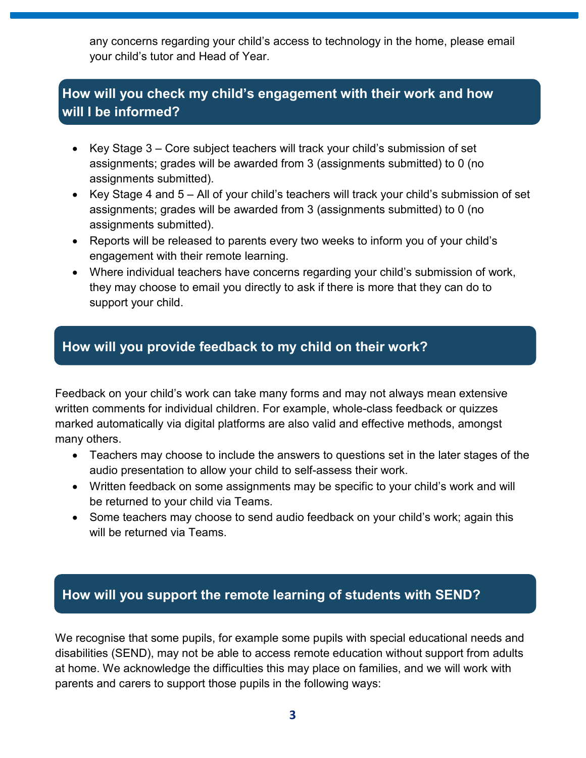any concerns regarding your child's access to technology in the home, please email your child's tutor and Head of Year.

## How will you check my child's engagement with their work and how will I be informed?

- Key Stage 3 – Core subject teachers will track your child's submission of set assignments; grades will be awarded from 3 (assignments submitted) to 0 (no assignments submitted).
- Key Stage 4 and 5 – All of your child's teachers will track your child's submission of set assignments; grades will be awarded from 3 (assignments submitted) to 0 (no assignments submitted).
- Reports will be released to parents every two weeks to inform you of your child's engagement with their remote learning.
- Where individual teachers have concerns regarding your child's submission of work, they may choose to email you directly to ask if there is more that they can do to support your child.

## How will you provide feedback to my child on their work?

Feedback on your child's work can take many forms and may not always mean extensive written comments for individual children. For example, whole-class feedback or quizzes marked automatically via digital platforms are also valid and effective methods, amongst many others.

- Teachers may choose to include the answers to questions set in the later stages of the audio presentation to allow your child to self-assess their work.
- Written feedback on some assignments may be specific to your child's work and will be returned to your child via Teams.
- Some teachers may choose to send audio feedback on your child's work; again this will be returned via Teams.

## How will you support the remote learning of students with SEND?

We recognise that some pupils, for example some pupils with special educational needs and disabilities (SEND), may not be able to access remote education without support from adults at home. We acknowledge the difficulties this may place on families, and we will work with parents and carers to support those pupils in the following ways: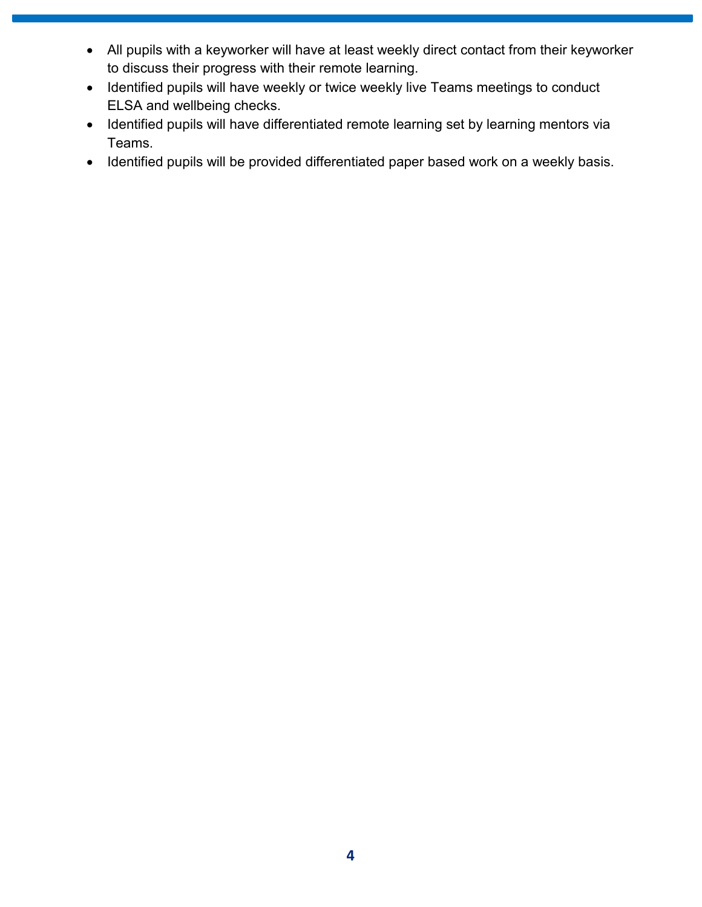- All pupils with a keyworker will have at least weekly direct contact from their keyworker to discuss their progress with their remote learning.
- Identified pupils will have weekly or twice weekly live Teams meetings to conduct ELSA and wellbeing checks.
- Identified pupils will have differentiated remote learning set by learning mentors via Teams.
- Identified pupils will be provided differentiated paper based work on a weekly basis.